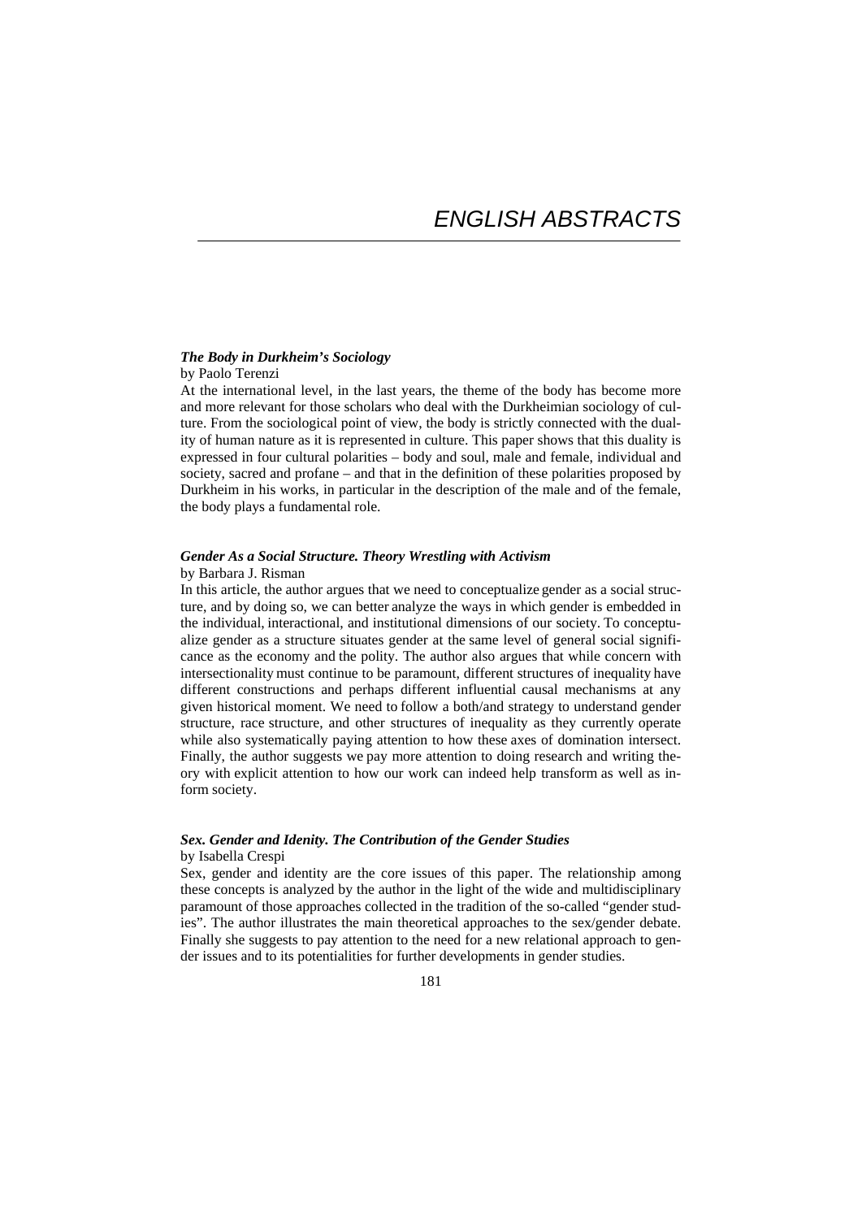# ENGLISH ABSTRACTS

***The Body in Durkheim's Sociology***
by Paolo Terenzi

At the international level, in the last years, the theme of the body has become more and more relevant for those scholars who deal with the Durkheimian sociology of culture. From the sociological point of view, the body is strictly connected with the duality of human nature as it is represented in culture. This paper shows that this duality is expressed in four cultural polarities – body and soul, male and female, individual and society, sacred and profane – and that in the definition of these polarities proposed by Durkheim in his works, in particular in the description of the male and of the female, the body plays a fundamental role.

***Gender As a Social Structure. Theory Wrestling with Activism***
by Barbara J. Risman

In this article, the author argues that we need to conceptualize gender as a social structure, and by doing so, we can better analyze the ways in which gender is embedded in the individual, interactional, and institutional dimensions of our society. To conceptualize gender as a structure situates gender at the same level of general social significance as the economy and the polity. The author also argues that while concern with intersectionality must continue to be paramount, different structures of inequality have different constructions and perhaps different influential causal mechanisms at any given historical moment. We need to follow a both/and strategy to understand gender structure, race structure, and other structures of inequality as they currently operate while also systematically paying attention to how these axes of domination intersect. Finally, the author suggests we pay more attention to doing research and writing theory with explicit attention to how our work can indeed help transform as well as inform society.

***Sex. Gender and Idenity. The Contribution of the Gender Studies***
by Isabella Crespi

Sex, gender and identity are the core issues of this paper. The relationship among these concepts is analyzed by the author in the light of the wide and multidisciplinary paramount of those approaches collected in the tradition of the so-called "gender studies". The author illustrates the main theoretical approaches to the sex/gender debate. Finally she suggests to pay attention to the need for a new relational approach to gender issues and to its potentialities for further developments in gender studies.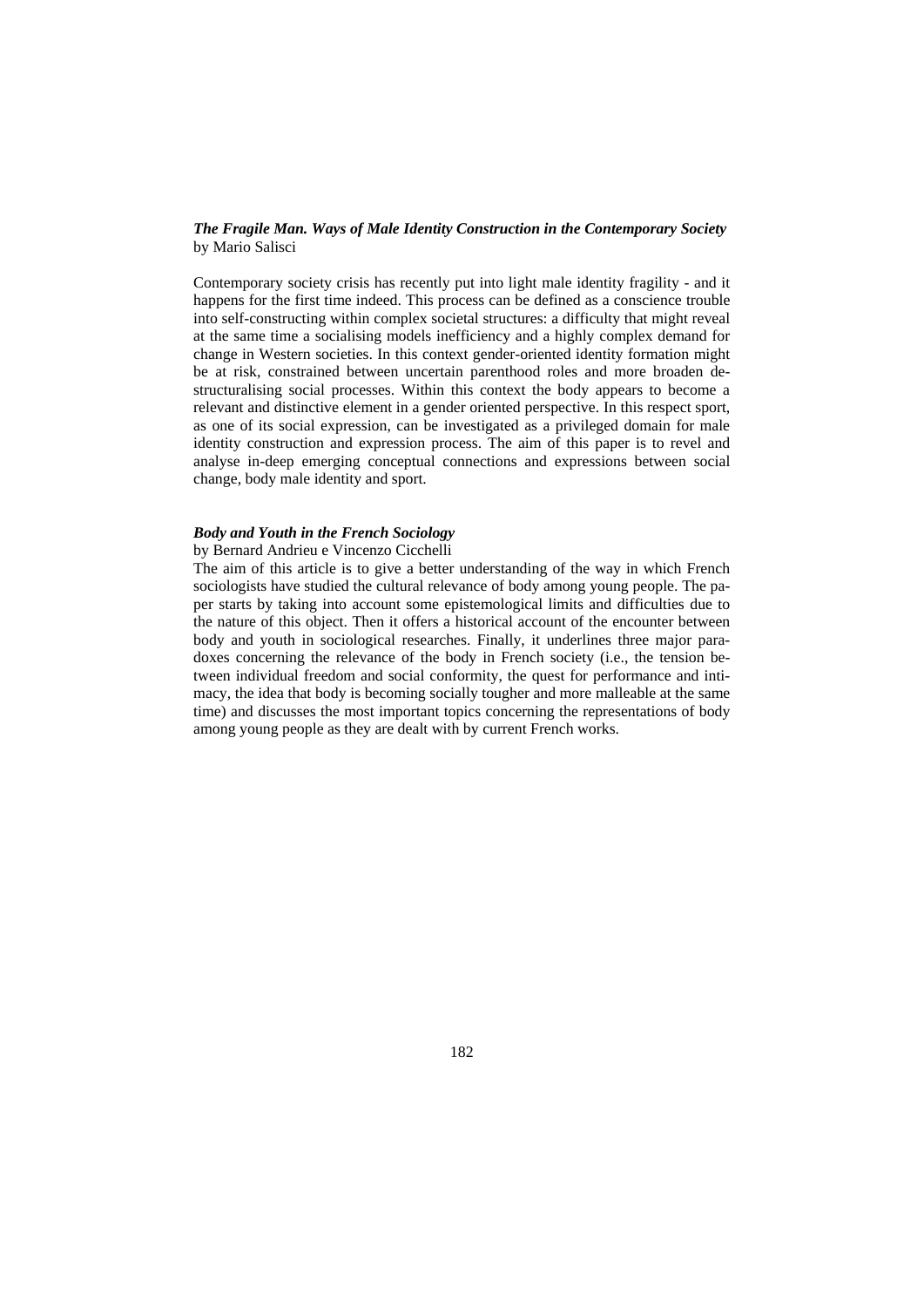***The Fragile Man. Ways of Male Identity Construction in the Contemporary Society***
by Mario Salisci

Contemporary society crisis has recently put into light male identity fragility - and it happens for the first time indeed. This process can be defined as a conscience trouble into self-constructing within complex societal structures: a difficulty that might reveal at the same time a socialising models inefficiency and a highly complex demand for change in Western societies. In this context gender-oriented identity formation might be at risk, constrained between uncertain parenthood roles and more broaden de-structuralising social processes. Within this context the body appears to become a relevant and distinctive element in a gender oriented perspective. In this respect sport, as one of its social expression, can be investigated as a privileged domain for male identity construction and expression process. The aim of this paper is to revel and analyse in-deep emerging conceptual connections and expressions between social change, body male identity and sport.

***Body and Youth in the French Sociology***
by Bernard Andrieu e Vincenzo Cicchelli

The aim of this article is to give a better understanding of the way in which French sociologists have studied the cultural relevance of body among young people. The paper starts by taking into account some epistemological limits and difficulties due to the nature of this object. Then it offers a historical account of the encounter between body and youth in sociological researches. Finally, it underlines three major paradoxes concerning the relevance of the body in French society (i.e., the tension between individual freedom and social conformity, the quest for performance and intimacy, the idea that body is becoming socially tougher and more malleable at the same time) and discusses the most important topics concerning the representations of body among young people as they are dealt with by current French works.